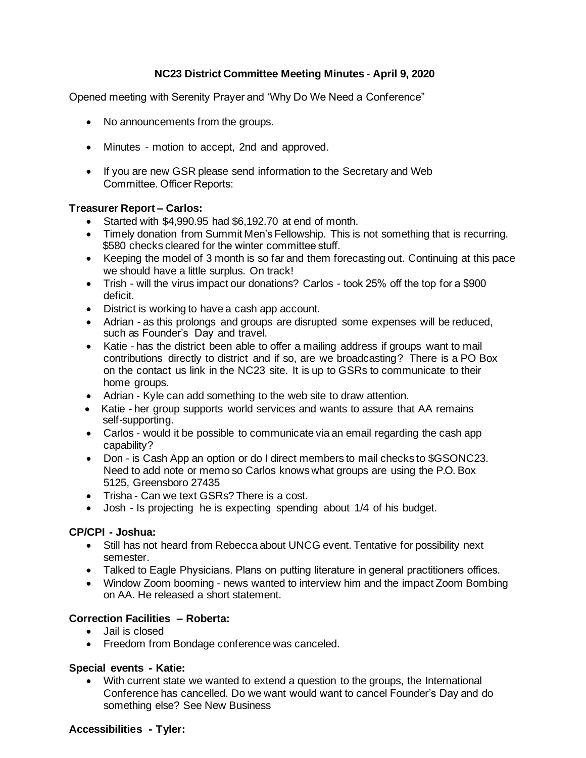**NC23 District Committee Meeting Minutes - April 9, 2020**

Opened meeting with Serenity Prayer and 'Why Do We Need a Conference"

- No announcements from the groups.
- Minutes - motion to accept, 2nd and approved.
- If you are new GSR please send information to the Secretary and Web Committee. Officer Reports:

**Treasurer Report – Carlos:**

- Started with $4,990.95 had $6,192.70 at end of month.
- Timely donation from Summit Men's Fellowship. This is not something that is recurring. $580 checks cleared for the winter committee stuff.
- Keeping the model of 3 month is so far and them forecasting out. Continuing at this pace we should have a little surplus. On track!
- Trish - will the virus impact our donations? Carlos - took 25% off the top for a $900 deficit.
- District is working to have a cash app account.
- Adrian - as this prolongs and groups are disrupted some expenses will be reduced, such as Founder's Day and travel.
- Katie - has the district been able to offer a mailing address if groups want to mail contributions directly to district and if so, are we broadcasting? There is a PO Box on the contact us link in the NC23 site. It is up to GSRs to communicate to their home groups.
- Adrian - Kyle can add something to the web site to draw attention.
- Katie - her group supports world services and wants to assure that AA remains self-supporting.
- Carlos - would it be possible to communicate via an email regarding the cash app capability?
- Don - is Cash App an option or do I direct members to mail checks to $GSONC23. Need to add note or memo so Carlos knows what groups are using the P.O. Box 5125, Greensboro 27435
- Trisha - Can we text GSRs? There is a cost.
- Josh - Is projecting he is expecting spending about 1/4 of his budget.

**CP/CPI - Joshua:**

- Still has not heard from Rebecca about UNCG event. Tentative for possibility next semester.
- Talked to Eagle Physicians. Plans on putting literature in general practitioners offices.
- Window Zoom booming - news wanted to interview him and the impact Zoom Bombing on AA. He released a short statement.

**Correction Facilities – Roberta:**

- Jail is closed
- Freedom from Bondage conference was canceled.

**Special events - Katie:**

- With current state we wanted to extend a question to the groups, the International Conference has cancelled. Do we want would want to cancel Founder's Day and do something else? See New Business

**Accessibilities - Tyler:**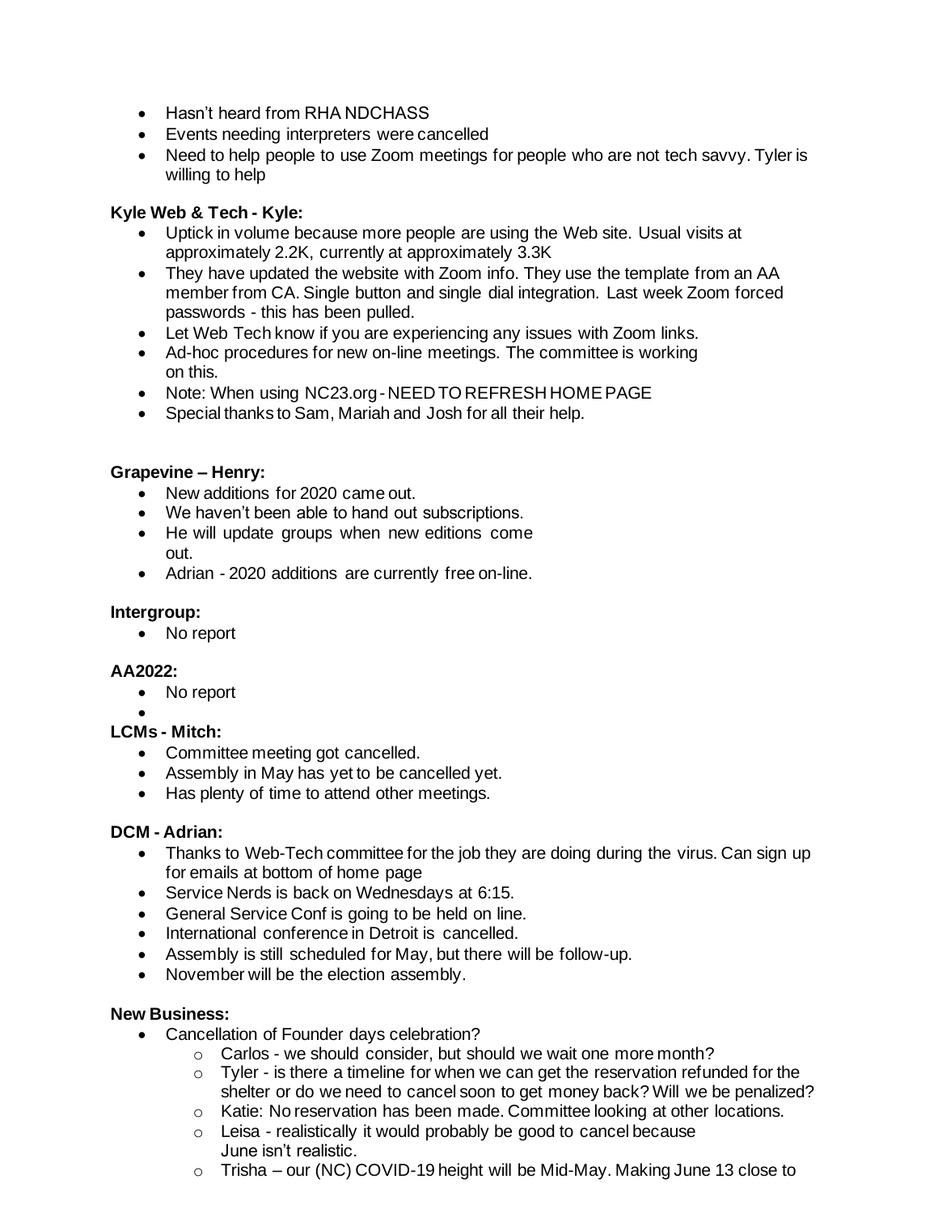- Hasn't heard from RHA NDCHASS
- Events needing interpreters were cancelled
- Need to help people to use Zoom meetings for people who are not tech savvy. Tyler is willing to help

**Kyle Web & Tech - Kyle:**

- Uptick in volume because more people are using the Web site. Usual visits at approximately 2.2K, currently at approximately 3.3K
- They have updated the website with Zoom info. They use the template from an AA member from CA. Single button and single dial integration. Last week Zoom forced passwords - this has been pulled.
- Let Web Tech know if you are experiencing any issues with Zoom links.
- Ad-hoc procedures for new on-line meetings. The committee is working on this.
- Note: When using NC23.org - NEED TO REFRESH HOME PAGE
- Special thanks to Sam, Mariah and Josh for all their help.

**Grapevine – Henry:**

- New additions for 2020 came out.
- We haven't been able to hand out subscriptions.
- He will update groups when new editions come out.
- Adrian - 2020 additions are currently free on-line.

**Intergroup:**

- No report

**AA2022:**

- No report
-

**LCMs - Mitch:**

- Committee meeting got cancelled.
- Assembly in May has yet to be cancelled yet.
- Has plenty of time to attend other meetings.

**DCM - Adrian:**

- Thanks to Web-Tech committee for the job they are doing during the virus. Can sign up for emails at bottom of home page
- Service Nerds is back on Wednesdays at 6:15.
- General Service Conf is going to be held on line.
- International conference in Detroit is cancelled.
- Assembly is still scheduled for May, but there will be follow-up.
- November will be the election assembly.

**New Business:**

- Cancellation of Founder days celebration?
    - Carlos - we should consider, but should we wait one more month?
    - Tyler - is there a timeline for when we can get the reservation refunded for the shelter or do we need to cancel soon to get money back? Will we be penalized?
    - Katie: No reservation has been made. Committee looking at other locations.
    - Leisa - realistically it would probably be good to cancel because June isn't realistic.
    - Trisha – our (NC) COVID-19 height will be Mid-May. Making June 13 close to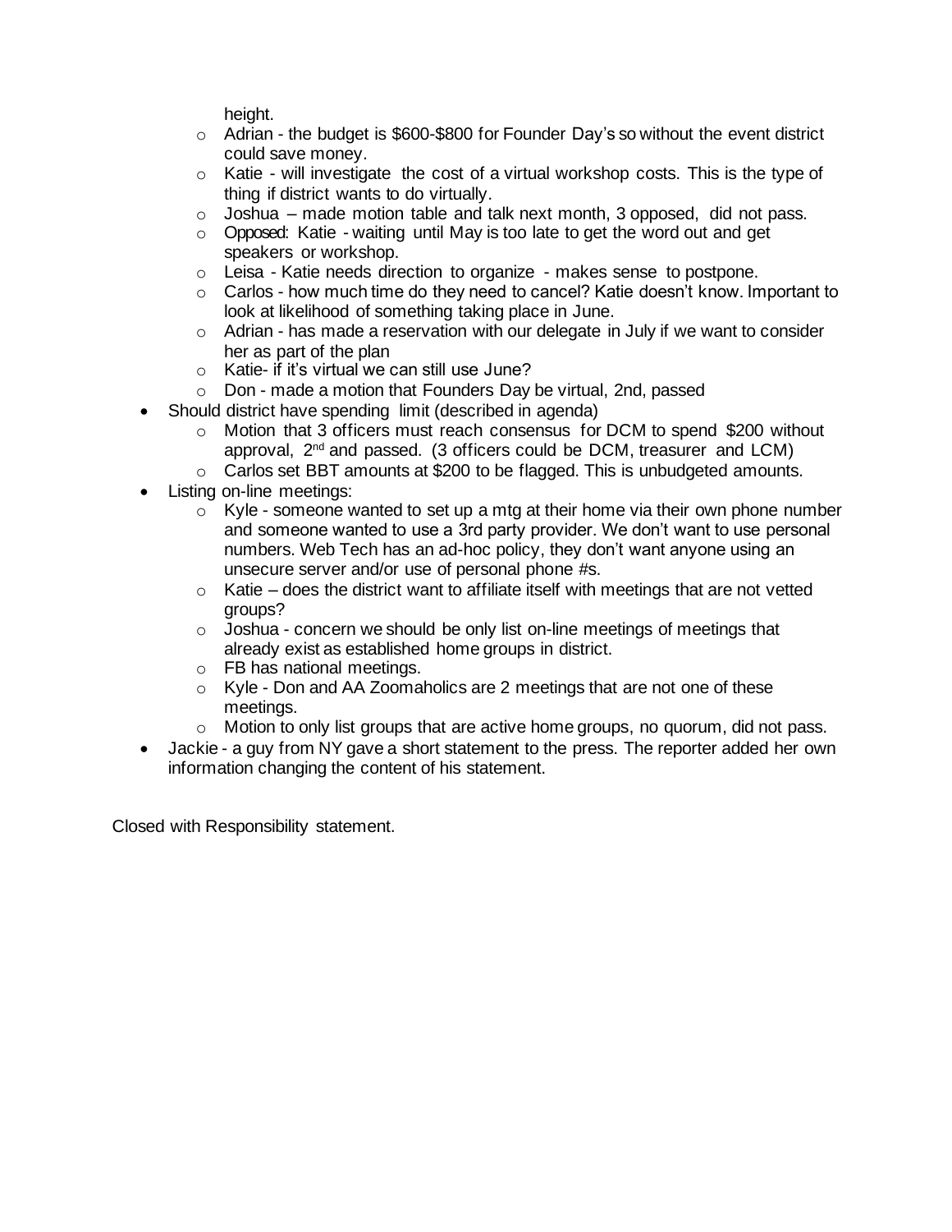height.
    - Adrian - the budget is \$600-\$800 for Founder Day's so without the event district could save money.
    - Katie - will investigate the cost of a virtual workshop costs. This is the type of thing if district wants to do virtually.
    - Joshua – made motion table and talk next month, 3 opposed, did not pass.
    - Opposed: Katie - waiting until May is too late to get the word out and get speakers or workshop.
    - Leisa - Katie needs direction to organize - makes sense to postpone.
    - Carlos - how much time do they need to cancel? Katie doesn't know. Important to look at likelihood of something taking place in June.
    - Adrian - has made a reservation with our delegate in July if we want to consider her as part of the plan
    - Katie- if it's virtual we can still use June?
    - Don - made a motion that Founders Day be virtual, 2nd, passed
- Should district have spending limit (described in agenda)
    - Motion that 3 officers must reach consensus for DCM to spend \$200 without approval, 2nd and passed. (3 officers could be DCM, treasurer and LCM)
    - Carlos set BBT amounts at \$200 to be flagged. This is unbudgeted amounts.
- Listing on-line meetings:
    - Kyle - someone wanted to set up a mtg at their home via their own phone number and someone wanted to use a 3rd party provider. We don't want to use personal numbers. Web Tech has an ad-hoc policy, they don't want anyone using an unsecure server and/or use of personal phone #s.
    - Katie – does the district want to affiliate itself with meetings that are not vetted groups?
    - Joshua - concern we should be only list on-line meetings of meetings that already exist as established home groups in district.
    - FB has national meetings.
    - Kyle - Don and AA Zoomaholics are 2 meetings that are not one of these meetings.
    - Motion to only list groups that are active home groups, no quorum, did not pass.
- Jackie - a guy from NY gave a short statement to the press. The reporter added her own information changing the content of his statement.

Closed with Responsibility statement.